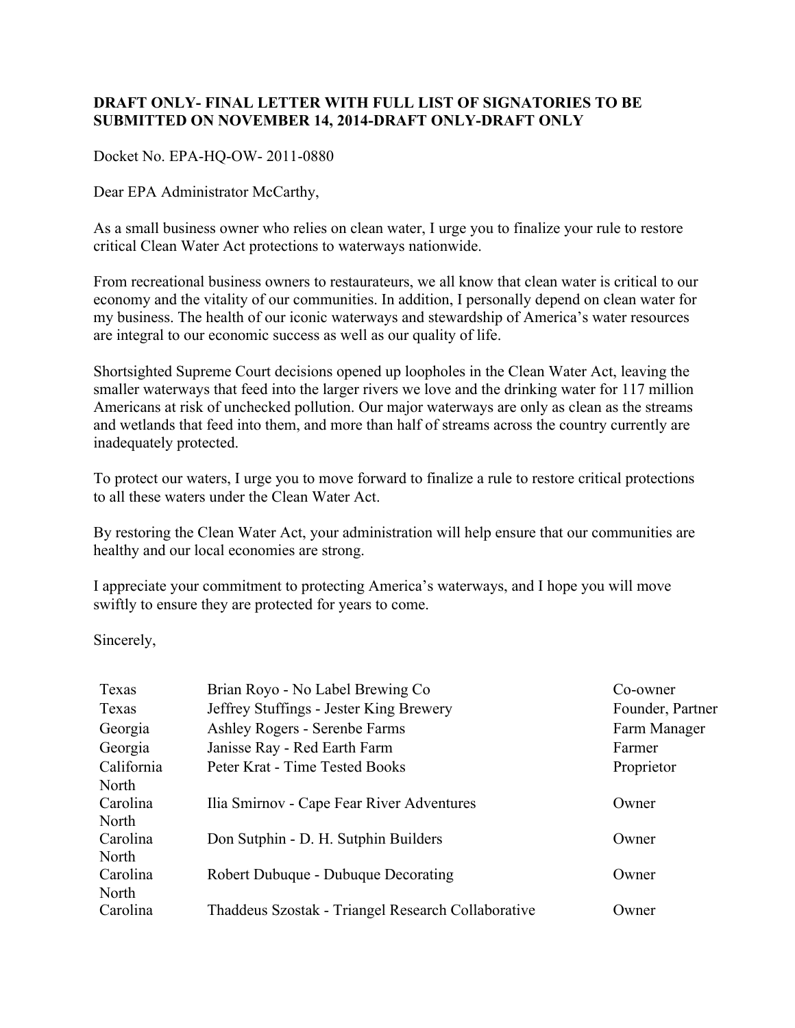**DRAFT ONLY- FINAL LETTER WITH FULL LIST OF SIGNATORIES TO BE SUBMITTED ON NOVEMBER 14, 2014-DRAFT ONLY-DRAFT ONLY**

Docket No. EPA-HQ-OW- 2011-0880

Dear EPA Administrator McCarthy,

As a small business owner who relies on clean water, I urge you to finalize your rule to restore critical Clean Water Act protections to waterways nationwide.

From recreational business owners to restaurateurs, we all know that clean water is critical to our economy and the vitality of our communities. In addition, I personally depend on clean water for my business. The health of our iconic waterways and stewardship of America's water resources are integral to our economic success as well as our quality of life.

Shortsighted Supreme Court decisions opened up loopholes in the Clean Water Act, leaving the smaller waterways that feed into the larger rivers we love and the drinking water for 117 million Americans at risk of unchecked pollution. Our major waterways are only as clean as the streams and wetlands that feed into them, and more than half of streams across the country currently are inadequately protected.

To protect our waters, I urge you to move forward to finalize a rule to restore critical protections to all these waters under the Clean Water Act.

By restoring the Clean Water Act, your administration will help ensure that our communities are healthy and our local economies are strong.

I appreciate your commitment to protecting America's waterways, and I hope you will move swiftly to ensure they are protected for years to come.

Sincerely,

| | | |
|---|---|---|
| Texas | Brian Royo - No Label Brewing Co | Co-owner |
| Texas | Jeffrey Stuffings - Jester King Brewery | Founder, Partner |
| Georgia | Ashley Rogers - Serenbe Farms | Farm Manager |
| Georgia | Janisse Ray - Red Earth Farm | Farmer |
| California | Peter Krat - Time Tested Books | Proprietor |
| North Carolina | Ilia Smirnov - Cape Fear River Adventures | Owner |
| North Carolina | Don Sutphin - D. H. Sutphin Builders | Owner |
| North Carolina | Robert Dubuque - Dubuque Decorating | Owner |
| North Carolina | Thaddeus Szostak - Triangel Research Collaborative | Owner |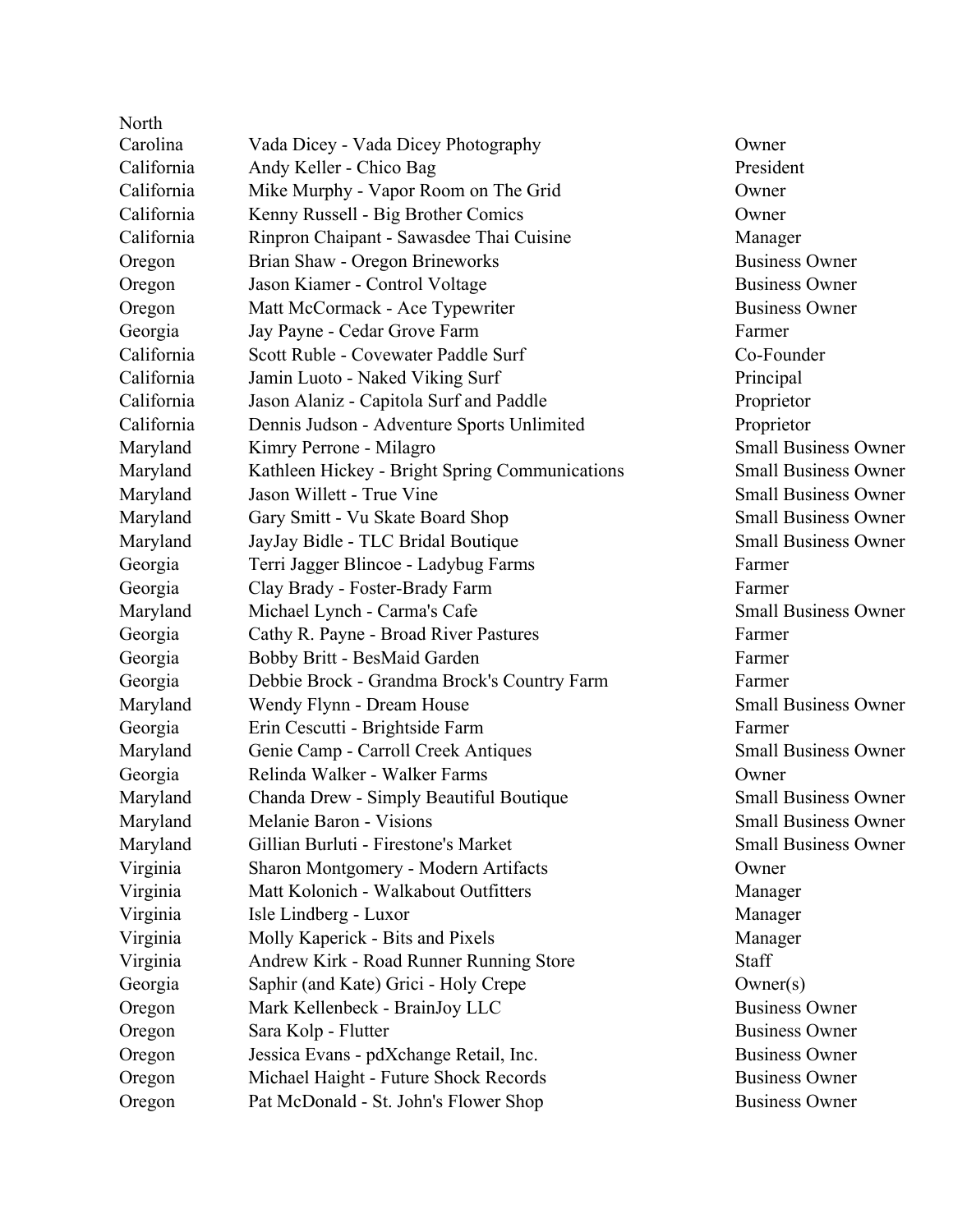| | | |
|---|---|---|
| North Carolina | Vada Dicey - Vada Dicey Photography | Owner |
| California | Andy Keller - Chico Bag | President |
| California | Mike Murphy - Vapor Room on The Grid | Owner |
| California | Kenny Russell - Big Brother Comics | Owner |
| California | Rinpron Chaipant - Sawasdee Thai Cuisine | Manager |
| Oregon | Brian Shaw - Oregon Brineworks | Business Owner |
| Oregon | Jason Kiamer - Control Voltage | Business Owner |
| Oregon | Matt McCormack - Ace Typewriter | Business Owner |
| Georgia | Jay Payne - Cedar Grove Farm | Farmer |
| California | Scott Ruble - Covewater Paddle Surf | Co-Founder |
| California | Jamin Luoto - Naked Viking Surf | Principal |
| California | Jason Alaniz - Capitola Surf and Paddle | Proprietor |
| California | Dennis Judson - Adventure Sports Unlimited | Proprietor |
| Maryland | Kimry Perrone - Milagro | Small Business Owner |
| Maryland | Kathleen Hickey - Bright Spring Communications | Small Business Owner |
| Maryland | Jason Willett - True Vine | Small Business Owner |
| Maryland | Gary Smitt - Vu Skate Board Shop | Small Business Owner |
| Maryland | JayJay Bidle - TLC Bridal Boutique | Small Business Owner |
| Georgia | Terri Jagger Blincoe - Ladybug Farms | Farmer |
| Georgia | Clay Brady - Foster-Brady Farm | Farmer |
| Maryland | Michael Lynch - Carma's Cafe | Small Business Owner |
| Georgia | Cathy R. Payne - Broad River Pastures | Farmer |
| Georgia | Bobby Britt - BesMaid Garden | Farmer |
| Georgia | Debbie Brock - Grandma Brock's Country Farm | Farmer |
| Maryland | Wendy Flynn - Dream House | Small Business Owner |
| Georgia | Erin Cescutti - Brightside Farm | Farmer |
| Maryland | Genie Camp - Carroll Creek Antiques | Small Business Owner |
| Georgia | Relinda Walker - Walker Farms | Owner |
| Maryland | Chanda Drew - Simply Beautiful Boutique | Small Business Owner |
| Maryland | Melanie Baron - Visions | Small Business Owner |
| Maryland | Gillian Burluti - Firestone's Market | Small Business Owner |
| Virginia | Sharon Montgomery - Modern Artifacts | Owner |
| Virginia | Matt Kolonich - Walkabout Outfitters | Manager |
| Virginia | Isle Lindberg - Luxor | Manager |
| Virginia | Molly Kaperick - Bits and Pixels | Manager |
| Virginia | Andrew Kirk - Road Runner Running Store | Staff |
| Georgia | Saphir (and Kate) Grici - Holy Crepe | Owner(s) |
| Oregon | Mark Kellenbeck - BrainJoy LLC | Business Owner |
| Oregon | Sara Kolp - Flutter | Business Owner |
| Oregon | Jessica Evans - pdXchange Retail, Inc. | Business Owner |
| Oregon | Michael Haight - Future Shock Records | Business Owner |
| Oregon | Pat McDonald - St. John's Flower Shop | Business Owner |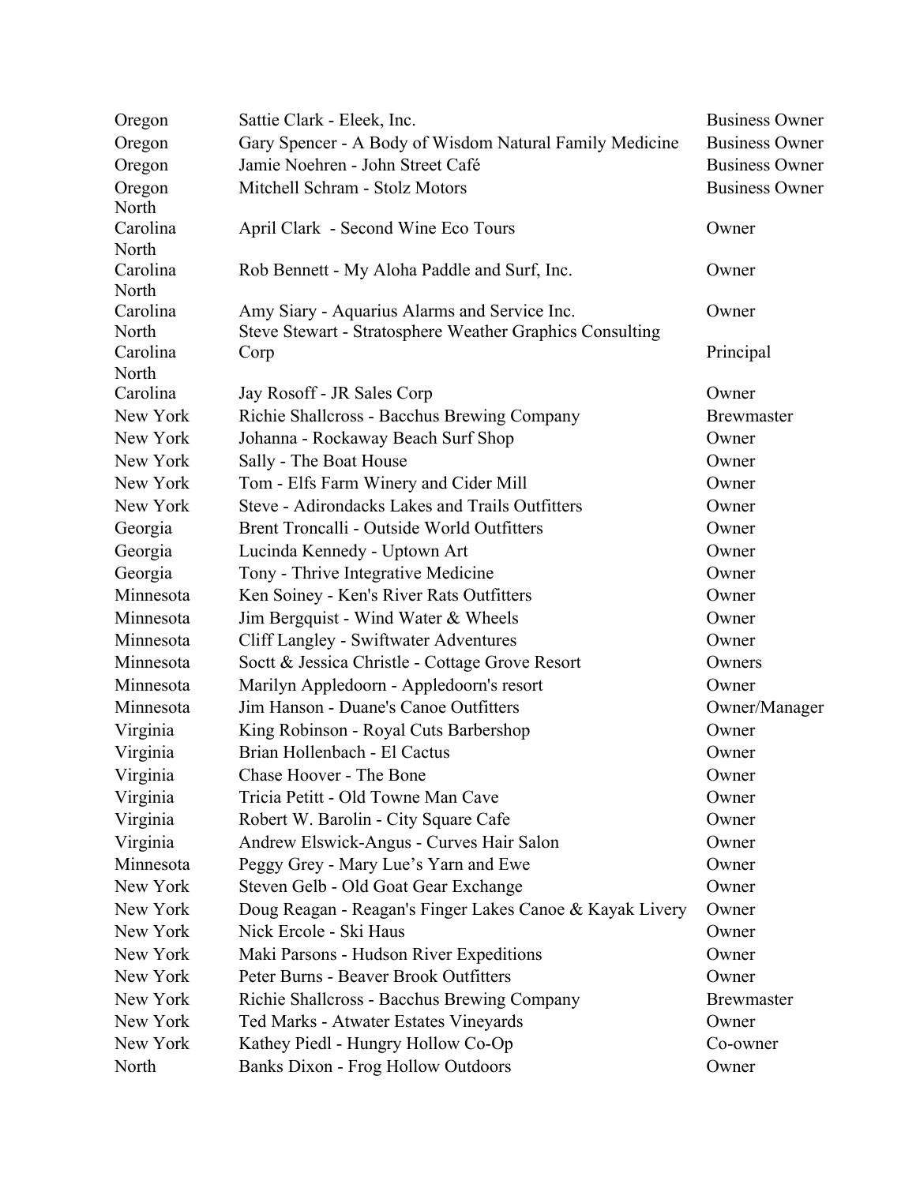| | | |
|---|---|---|
| Oregon | Sattie Clark - Eleek, Inc. | Business Owner |
| Oregon | Gary Spencer - A Body of Wisdom Natural Family Medicine | Business Owner |
| Oregon | Jamie Noehren - John Street Café | Business Owner |
| Oregon | Mitchell Schram - Stolz Motors | Business Owner |
| North Carolina | April Clark - Second Wine Eco Tours | Owner |
| North Carolina | Rob Bennett - My Aloha Paddle and Surf, Inc. | Owner |
| North Carolina | Amy Siary - Aquarius Alarms and Service Inc. | Owner |
| North Carolina | Steve Stewart - Stratosphere Weather Graphics Consulting Corp | Principal |
| North Carolina | Jay Rosoff - JR Sales Corp | Owner |
| New York | Richie Shallcross - Bacchus Brewing Company | Brewmaster |
| New York | Johanna - Rockaway Beach Surf Shop | Owner |
| New York | Sally - The Boat House | Owner |
| New York | Tom - Elfs Farm Winery and Cider Mill | Owner |
| New York | Steve - Adirondacks Lakes and Trails Outfitters | Owner |
| Georgia | Brent Troncalli - Outside World Outfitters | Owner |
| Georgia | Lucinda Kennedy - Uptown Art | Owner |
| Georgia | Tony - Thrive Integrative Medicine | Owner |
| Minnesota | Ken Soiney - Ken's River Rats Outfitters | Owner |
| Minnesota | Jim Bergquist - Wind Water & Wheels | Owner |
| Minnesota | Cliff Langley - Swiftwater Adventures | Owner |
| Minnesota | Soctt & Jessica Christle - Cottage Grove Resort | Owners |
| Minnesota | Marilyn Appledoorn - Appledoorn's resort | Owner |
| Minnesota | Jim Hanson - Duane's Canoe Outfitters | Owner/Manager |
| Virginia | King Robinson - Royal Cuts Barbershop | Owner |
| Virginia | Brian Hollenbach - El Cactus | Owner |
| Virginia | Chase Hoover - The Bone | Owner |
| Virginia | Tricia Petitt - Old Towne Man Cave | Owner |
| Virginia | Robert W. Barolin - City Square Cafe | Owner |
| Virginia | Andrew Elswick-Angus - Curves Hair Salon | Owner |
| Minnesota | Peggy Grey - Mary Lue's Yarn and Ewe | Owner |
| New York | Steven Gelb - Old Goat Gear Exchange | Owner |
| New York | Doug Reagan - Reagan's Finger Lakes Canoe & Kayak Livery | Owner |
| New York | Nick Ercole - Ski Haus | Owner |
| New York | Maki Parsons - Hudson River Expeditions | Owner |
| New York | Peter Burns - Beaver Brook Outfitters | Owner |
| New York | Richie Shallcross - Bacchus Brewing Company | Brewmaster |
| New York | Ted Marks - Atwater Estates Vineyards | Owner |
| New York | Kathey Piedl - Hungry Hollow Co-Op | Co-owner |
| North | Banks Dixon - Frog Hollow Outdoors | Owner |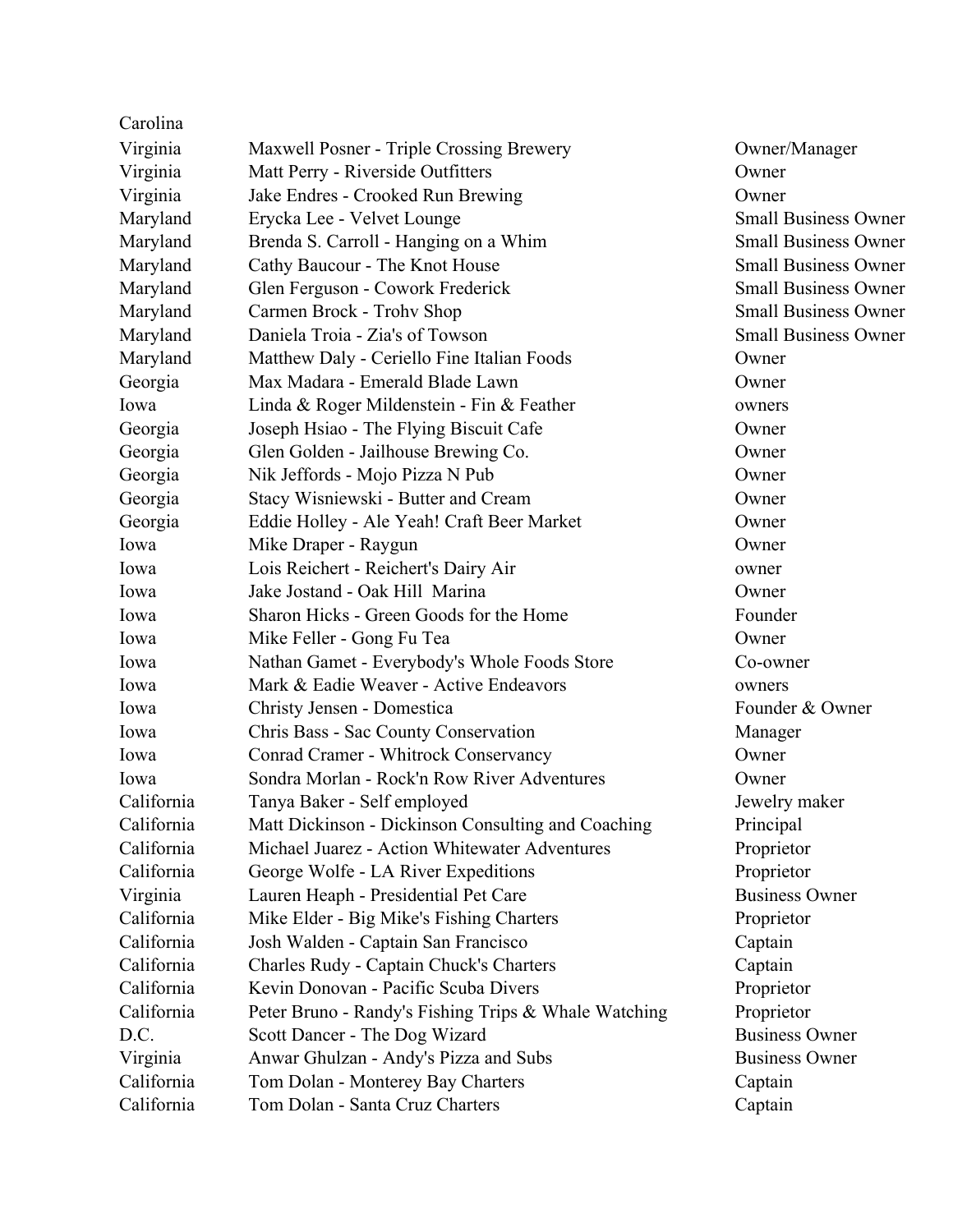| | | |
|---|---|---|
| Carolina | | |
| Virginia | Maxwell Posner - Triple Crossing Brewery | Owner/Manager |
| Virginia | Matt Perry - Riverside Outfitters | Owner |
| Virginia | Jake Endres - Crooked Run Brewing | Owner |
| Maryland | Erycka Lee - Velvet Lounge | Small Business Owner |
| Maryland | Brenda S. Carroll - Hanging on a Whim | Small Business Owner |
| Maryland | Cathy Baucour - The Knot House | Small Business Owner |
| Maryland | Glen Ferguson - Cowork Frederick | Small Business Owner |
| Maryland | Carmen Brock - Trohv Shop | Small Business Owner |
| Maryland | Daniela Troia - Zia's of Towson | Small Business Owner |
| Maryland | Matthew Daly - Ceriello Fine Italian Foods | Owner |
| Georgia | Max Madara - Emerald Blade Lawn | Owner |
| Iowa | Linda & Roger Mildenstein - Fin & Feather | owners |
| Georgia | Joseph Hsiao - The Flying Biscuit Cafe | Owner |
| Georgia | Glen Golden - Jailhouse Brewing Co. | Owner |
| Georgia | Nik Jeffords - Mojo Pizza N Pub | Owner |
| Georgia | Stacy Wisniewski - Butter and Cream | Owner |
| Georgia | Eddie Holley - Ale Yeah! Craft Beer Market | Owner |
| Iowa | Mike Draper - Raygun | Owner |
| Iowa | Lois Reichert - Reichert's Dairy Air | owner |
| Iowa | Jake Jostand - Oak Hill Marina | Owner |
| Iowa | Sharon Hicks - Green Goods for the Home | Founder |
| Iowa | Mike Feller - Gong Fu Tea | Owner |
| Iowa | Nathan Gamet - Everybody's Whole Foods Store | Co-owner |
| Iowa | Mark & Eadie Weaver - Active Endeavors | owners |
| Iowa | Christy Jensen - Domestica | Founder & Owner |
| Iowa | Chris Bass - Sac County Conservation | Manager |
| Iowa | Conrad Cramer - Whitrock Conservancy | Owner |
| Iowa | Sondra Morlan - Rock'n Row River Adventures | Owner |
| California | Tanya Baker - Self employed | Jewelry maker |
| California | Matt Dickinson - Dickinson Consulting and Coaching | Principal |
| California | Michael Juarez - Action Whitewater Adventures | Proprietor |
| California | George Wolfe - LA River Expeditions | Proprietor |
| Virginia | Lauren Heaph - Presidential Pet Care | Business Owner |
| California | Mike Elder - Big Mike's Fishing Charters | Proprietor |
| California | Josh Walden - Captain San Francisco | Captain |
| California | Charles Rudy - Captain Chuck's Charters | Captain |
| California | Kevin Donovan - Pacific Scuba Divers | Proprietor |
| California | Peter Bruno - Randy's Fishing Trips & Whale Watching | Proprietor |
| D.C. | Scott Dancer - The Dog Wizard | Business Owner |
| Virginia | Anwar Ghulzan - Andy's Pizza and Subs | Business Owner |
| California | Tom Dolan - Monterey Bay Charters | Captain |
| California | Tom Dolan - Santa Cruz Charters | Captain |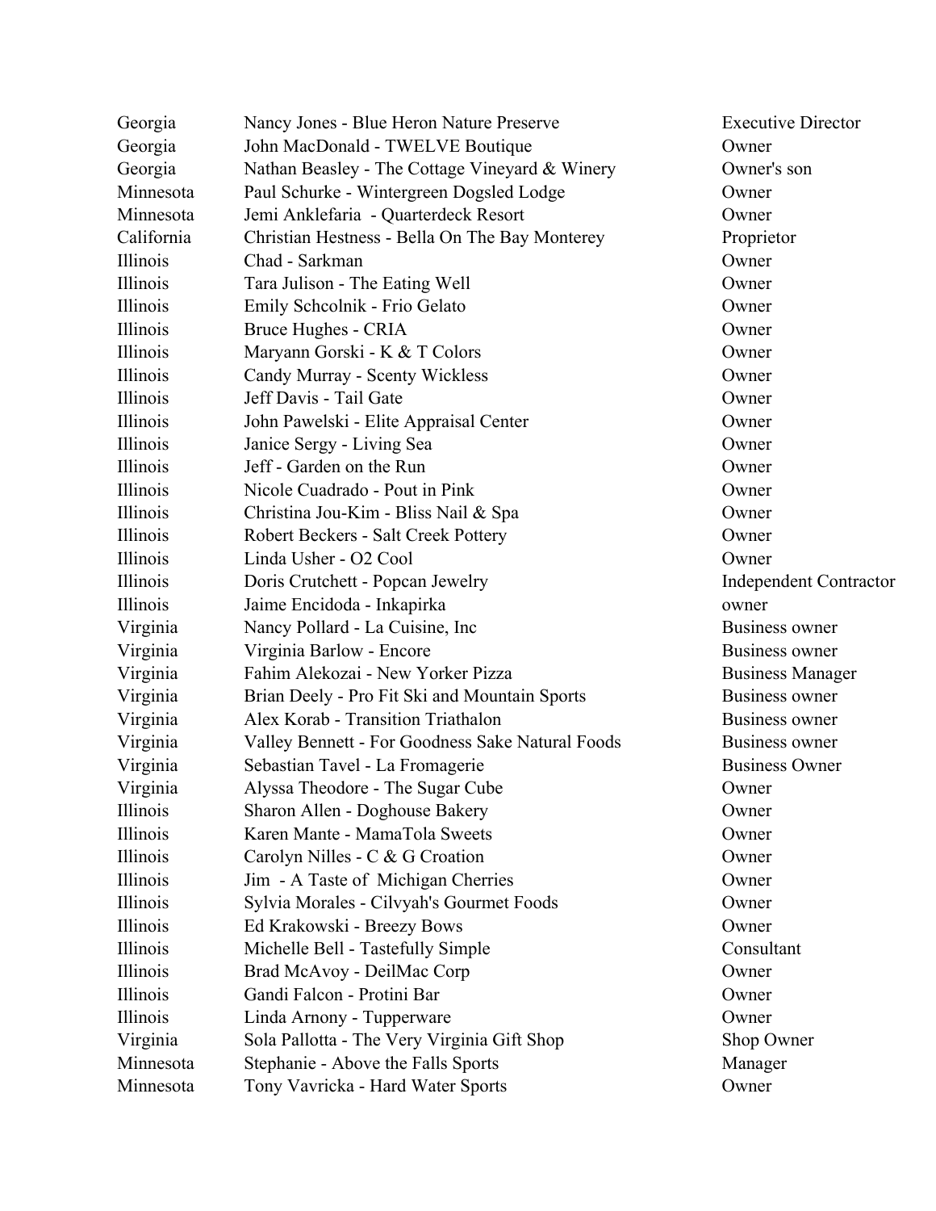| | | |
|---|---|---|
| Georgia | Nancy Jones - Blue Heron Nature Preserve | Executive Director |
| Georgia | John MacDonald - TWELVE Boutique | Owner |
| Georgia | Nathan Beasley - The Cottage Vineyard & Winery | Owner's son |
| Minnesota | Paul Schurke - Wintergreen Dogsled Lodge | Owner |
| Minnesota | Jemi Anklefaria - Quarterdeck Resort | Owner |
| California | Christian Hestness - Bella On The Bay Monterey | Proprietor |
| Illinois | Chad - Sarkman | Owner |
| Illinois | Tara Julison - The Eating Well | Owner |
| Illinois | Emily Schcolnik - Frio Gelato | Owner |
| Illinois | Bruce Hughes - CRIA | Owner |
| Illinois | Maryann Gorski - K & T Colors | Owner |
| Illinois | Candy Murray - Scenty Wickless | Owner |
| Illinois | Jeff Davis - Tail Gate | Owner |
| Illinois | John Pawelski - Elite Appraisal Center | Owner |
| Illinois | Janice Sergy - Living Sea | Owner |
| Illinois | Jeff - Garden on the Run | Owner |
| Illinois | Nicole Cuadrado - Pout in Pink | Owner |
| Illinois | Christina Jou-Kim - Bliss Nail & Spa | Owner |
| Illinois | Robert Beckers - Salt Creek Pottery | Owner |
| Illinois | Linda Usher - O2 Cool | Owner |
| Illinois | Doris Crutchett - Popcan Jewelry | Independent Contractor |
| Illinois | Jaime Encidoda - Inkapirka | owner |
| Virginia | Nancy Pollard - La Cuisine, Inc | Business owner |
| Virginia | Virginia Barlow - Encore | Business owner |
| Virginia | Fahim Alekozai - New Yorker Pizza | Business Manager |
| Virginia | Brian Deely - Pro Fit Ski and Mountain Sports | Business owner |
| Virginia | Alex Korab - Transition Triathalon | Business owner |
| Virginia | Valley Bennett - For Goodness Sake Natural Foods | Business owner |
| Virginia | Sebastian Tavel - La Fromagerie | Business Owner |
| Virginia | Alyssa Theodore - The Sugar Cube | Owner |
| Illinois | Sharon Allen - Doghouse Bakery | Owner |
| Illinois | Karen Mante - MamaTola Sweets | Owner |
| Illinois | Carolyn Nilles - C & G Croation | Owner |
| Illinois | Jim - A Taste of Michigan Cherries | Owner |
| Illinois | Sylvia Morales - Cilvyah's Gourmet Foods | Owner |
| Illinois | Ed Krakowski - Breezy Bows | Owner |
| Illinois | Michelle Bell - Tastefully Simple | Consultant |
| Illinois | Brad McAvoy - DeilMac Corp | Owner |
| Illinois | Gandi Falcon - Protini Bar | Owner |
| Illinois | Linda Arnony - Tupperware | Owner |
| Virginia | Sola Pallotta - The Very Virginia Gift Shop | Shop Owner |
| Minnesota | Stephanie - Above the Falls Sports | Manager |
| Minnesota | Tony Vavricka - Hard Water Sports | Owner |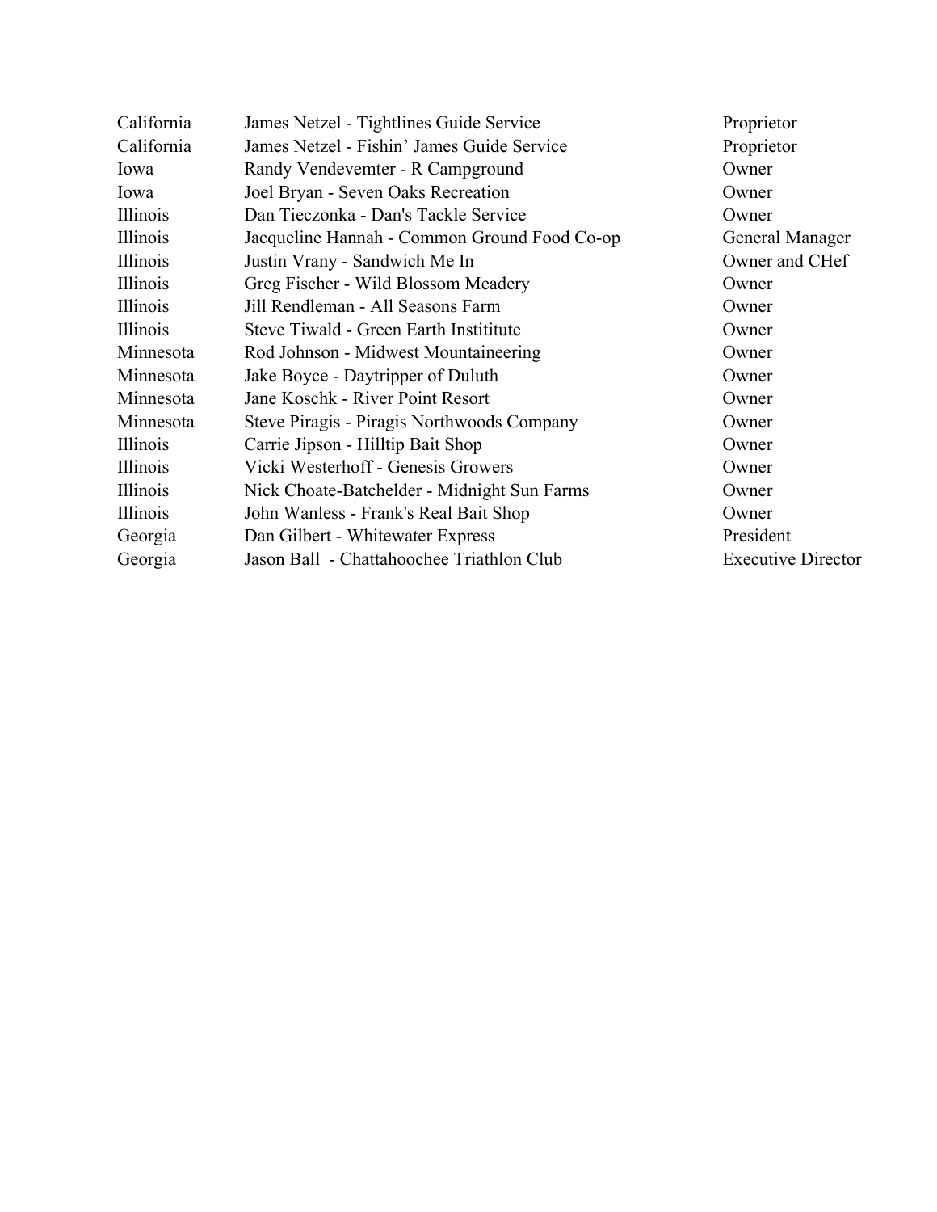| | | |
|---|---|---|
| California | James Netzel - Tightlines Guide Service | Proprietor |
| California | James Netzel - Fishin' James Guide Service | Proprietor |
| Iowa | Randy Vendevemter - R Campground | Owner |
| Iowa | Joel Bryan - Seven Oaks Recreation | Owner |
| Illinois | Dan Tieczonka - Dan's Tackle Service | Owner |
| Illinois | Jacqueline Hannah - Common Ground Food Co-op | General Manager |
| Illinois | Justin Vrany - Sandwich Me In | Owner and CHef |
| Illinois | Greg Fischer - Wild Blossom Meadery | Owner |
| Illinois | Jill Rendleman - All Seasons Farm | Owner |
| Illinois | Steve Tiwald - Green Earth Instititute | Owner |
| Minnesota | Rod Johnson - Midwest Mountaineering | Owner |
| Minnesota | Jake Boyce - Daytripper of Duluth | Owner |
| Minnesota | Jane Koschk - River Point Resort | Owner |
| Minnesota | Steve Piragis - Piragis Northwoods Company | Owner |
| Illinois | Carrie Jipson - Hilltip Bait Shop | Owner |
| Illinois | Vicki Westerhoff - Genesis Growers | Owner |
| Illinois | Nick Choate-Batchelder - Midnight Sun Farms | Owner |
| Illinois | John Wanless - Frank's Real Bait Shop | Owner |
| Georgia | Dan Gilbert - Whitewater Express | President |
| Georgia | Jason Ball - Chattahoochee Triathlon Club | Executive Director |